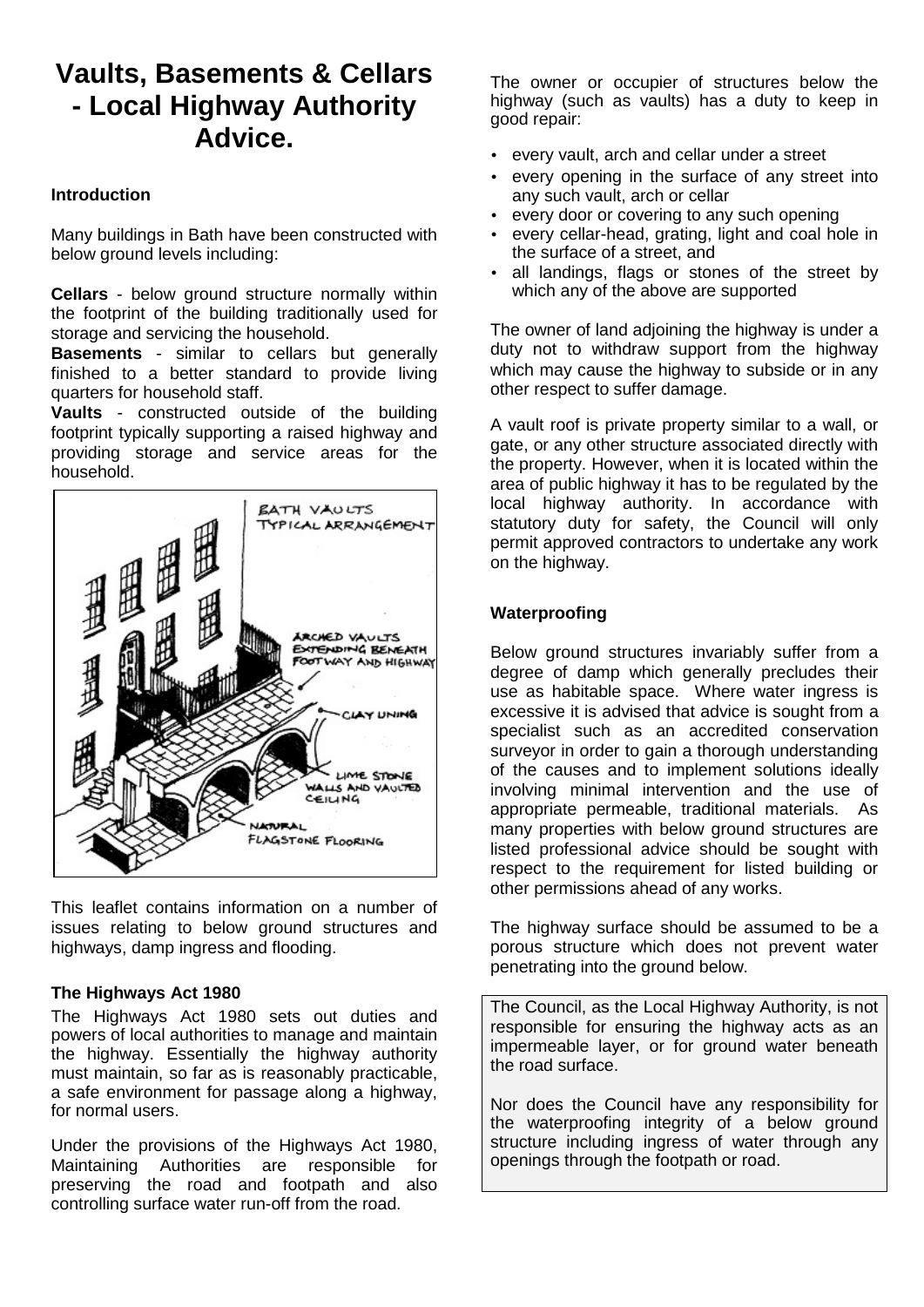# Vaults, Basements & Cellars - Local Highway Authority Advice.

### Introduction

Many buildings in Bath have been constructed with below ground levels including:

**Cellars** - below ground structure normally within the footprint of the building traditionally used for storage and servicing the household.

**Basements** - similar to cellars but generally finished to a better standard to provide living quarters for household staff.

**Vaults** - constructed outside of the building footprint typically supporting a raised highway and providing storage and service areas for the household.

BATH VAULTS TYPICAL ARRANGEMENT

ARCHED VAULTS EXTENDING BENEATH FOOTWAY AND HIGHWAY

CLAY LINING

LIME STONE WALLS AND VAULTED CEILING

NATURAL FLAGSTONE FLOORING

This leaflet contains information on a number of issues relating to below ground structures and highways, damp ingress and flooding.

### The Highways Act 1980

The Highways Act 1980 sets out duties and powers of local authorities to manage and maintain the highway. Essentially the highway authority must maintain, so far as is reasonably practicable, a safe environment for passage along a highway, for normal users.

Under the provisions of the Highways Act 1980, Maintaining Authorities are responsible for preserving the road and footpath and also controlling surface water run-off from the road.

The owner or occupier of structures below the highway (such as vaults) has a duty to keep in good repair:

- every vault, arch and cellar under a street
- every opening in the surface of any street into any such vault, arch or cellar
- every door or covering to any such opening
- every cellar-head, grating, light and coal hole in the surface of a street, and
- all landings, flags or stones of the street by which any of the above are supported

The owner of land adjoining the highway is under a duty not to withdraw support from the highway which may cause the highway to subside or in any other respect to suffer damage.

A vault roof is private property similar to a wall, or gate, or any other structure associated directly with the property. However, when it is located within the area of public highway it has to be regulated by the local highway authority. In accordance with statutory duty for safety, the Council will only permit approved contractors to undertake any work on the highway.

### Waterproofing

Below ground structures invariably suffer from a degree of damp which generally precludes their use as habitable space. Where water ingress is excessive it is advised that advice is sought from a specialist such as an accredited conservation surveyor in order to gain a thorough understanding of the causes and to implement solutions ideally involving minimal intervention and the use of appropriate permeable, traditional materials. As many properties with below ground structures are listed professional advice should be sought with respect to the requirement for listed building or other permissions ahead of any works.

The highway surface should be assumed to be a porous structure which does not prevent water penetrating into the ground below.

The Council, as the Local Highway Authority, is not responsible for ensuring the highway acts as an impermeable layer, or for ground water beneath the road surface.

Nor does the Council have any responsibility for the waterproofing integrity of a below ground structure including ingress of water through any openings through the footpath or road.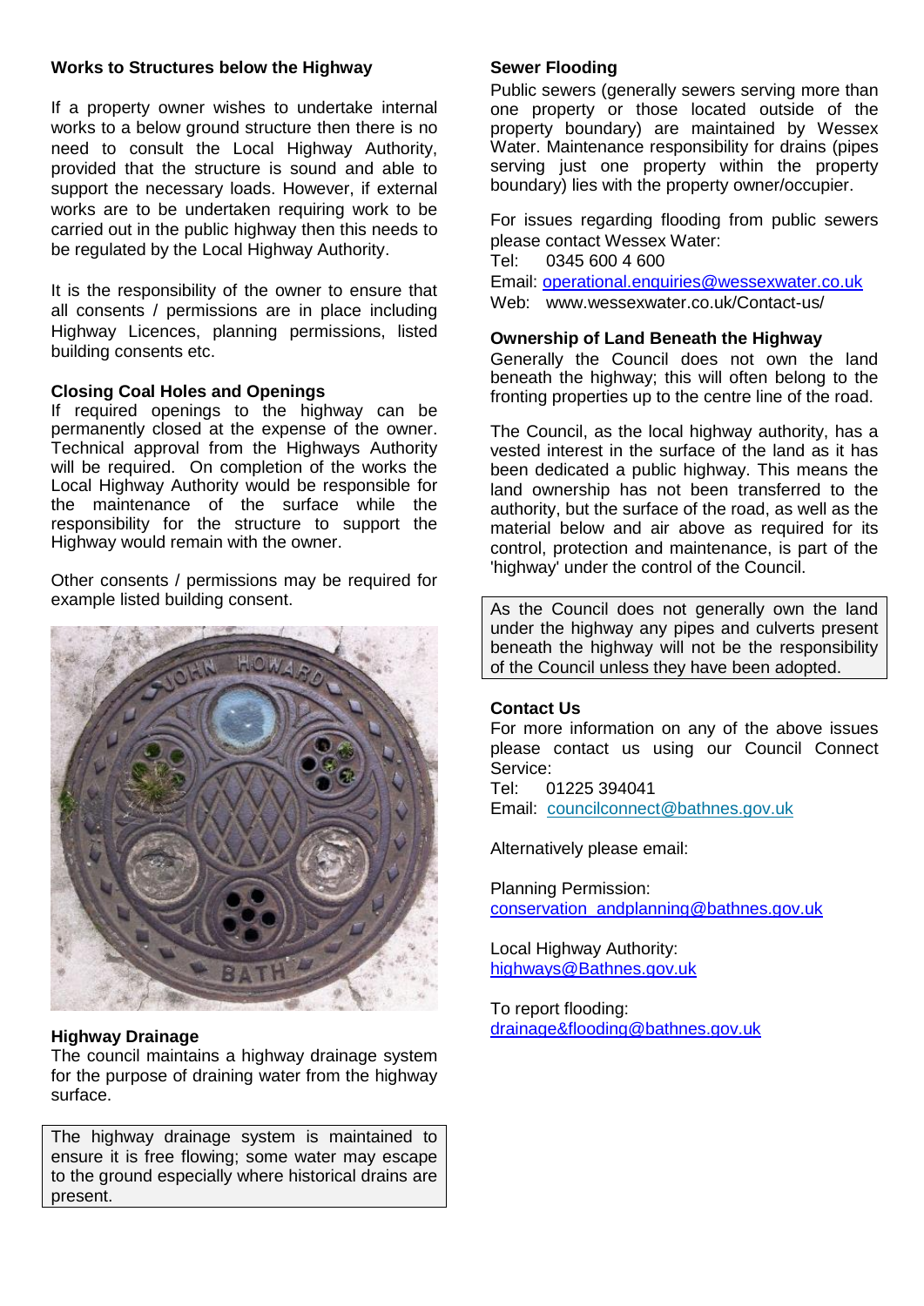### Works to Structures below the Highway

If a property owner wishes to undertake internal works to a below ground structure then there is no need to consult the Local Highway Authority, provided that the structure is sound and able to support the necessary loads. However, if external works are to be undertaken requiring work to be carried out in the public highway then this needs to be regulated by the Local Highway Authority.

It is the responsibility of the owner to ensure that all consents / permissions are in place including Highway Licences, planning permissions, listed building consents etc.

### Closing Coal Holes and Openings

If required openings to the highway can be permanently closed at the expense of the owner. Technical approval from the Highways Authority will be required. On completion of the works the Local Highway Authority would be responsible for the maintenance of the surface while the responsibility for the structure to support the Highway would remain with the owner.

Other consents / permissions may be required for example listed building consent.

### Highway Drainage

The council maintains a highway drainage system for the purpose of draining water from the highway surface.

The highway drainage system is maintained to ensure it is free flowing; some water may escape to the ground especially where historical drains are present.

### Sewer Flooding

Public sewers (generally sewers serving more than one property or those located outside of the property boundary) are maintained by Wessex Water. Maintenance responsibility for drains (pipes serving just one property within the property boundary) lies with the property owner/occupier.

For issues regarding flooding from public sewers please contact Wessex Water:
Tel: 0345 600 4 600
Email: operational.enquiries@wessexwater.co.uk
Web: www.wessexwater.co.uk/Contact-us/

### Ownership of Land Beneath the Highway

Generally the Council does not own the land beneath the highway; this will often belong to the fronting properties up to the centre line of the road.

The Council, as the local highway authority, has a vested interest in the surface of the land as it has been dedicated a public highway. This means the land ownership has not been transferred to the authority, but the surface of the road, as well as the material below and air above as required for its control, protection and maintenance, is part of the 'highway' under the control of the Council.

As the Council does not generally own the land under the highway any pipes and culverts present beneath the highway will not be the responsibility of the Council unless they have been adopted.

### Contact Us

For more information on any of the above issues please contact us using our Council Connect Service:
Tel: 01225 394041
Email: councilconnect@bathnes.gov.uk

Alternatively please email:

Planning Permission:
conservation_andplanning@bathnes.gov.uk

Local Highway Authority:
highways@Bathnes.gov.uk

To report flooding:
drainage&flooding@bathnes.gov.uk